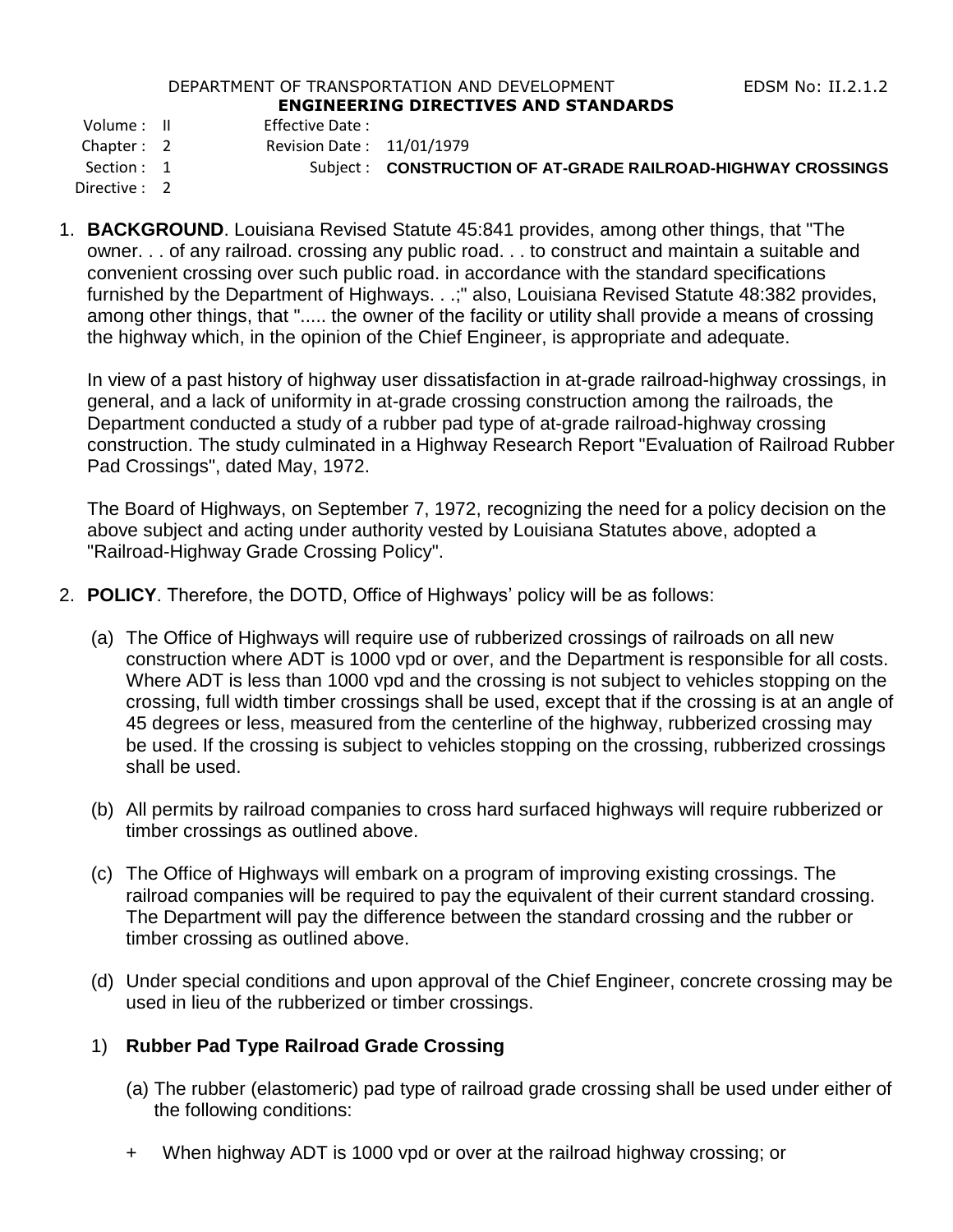DEPARTMENT OF TRANSPORTATION AND DEVELOPMENT EDSM No: II.2.1.2

**ENGINEERING DIRECTIVES AND STANDARDS**

Volume : II Effective Date :
Chapter : 2 Revision Date : 11/01/1979
Section : 1 Subject : **CONSTRUCTION OF AT-GRADE RAILROAD-HIGHWAY CROSSINGS**
Directive : 2

1. **BACKGROUND**. Louisiana Revised Statute 45:841 provides, among other things, that "The owner. . . of any railroad. crossing any public road. . . to construct and maintain a suitable and convenient crossing over such public road. in accordance with the standard specifications furnished by the Department of Highways. . .;" also, Louisiana Revised Statute 48:382 provides, among other things, that "..... the owner of the facility or utility shall provide a means of crossing the highway which, in the opinion of the Chief Engineer, is appropriate and adequate.

   In view of a past history of highway user dissatisfaction in at-grade railroad-highway crossings, in general, and a lack of uniformity in at-grade crossing construction among the railroads, the Department conducted a study of a rubber pad type of at-grade railroad-highway crossing construction. The study culminated in a Highway Research Report "Evaluation of Railroad Rubber Pad Crossings", dated May, 1972.

   The Board of Highways, on September 7, 1972, recognizing the need for a policy decision on the above subject and acting under authority vested by Louisiana Statutes above, adopted a "Railroad-Highway Grade Crossing Policy".

2. **POLICY**. Therefore, the DOTD, Office of Highways' policy will be as follows:

   (a) The Office of Highways will require use of rubberized crossings of railroads on all new construction where ADT is 1000 vpd or over, and the Department is responsible for all costs. Where ADT is less than 1000 vpd and the crossing is not subject to vehicles stopping on the crossing, full width timber crossings shall be used, except that if the crossing is at an angle of 45 degrees or less, measured from the centerline of the highway, rubberized crossing may be used. If the crossing is subject to vehicles stopping on the crossing, rubberized crossings shall be used.

   (b) All permits by railroad companies to cross hard surfaced highways will require rubberized or timber crossings as outlined above.

   (c) The Office of Highways will embark on a program of improving existing crossings. The railroad companies will be required to pay the equivalent of their current standard crossing. The Department will pay the difference between the standard crossing and the rubber or timber crossing as outlined above.

   (d) Under special conditions and upon approval of the Chief Engineer, concrete crossing may be used in lieu of the rubberized or timber crossings.

   1) **Rubber Pad Type Railroad Grade Crossing**

      (a) The rubber (elastomeric) pad type of railroad grade crossing shall be used under either of the following conditions:

      + When highway ADT is 1000 vpd or over at the railroad highway crossing; or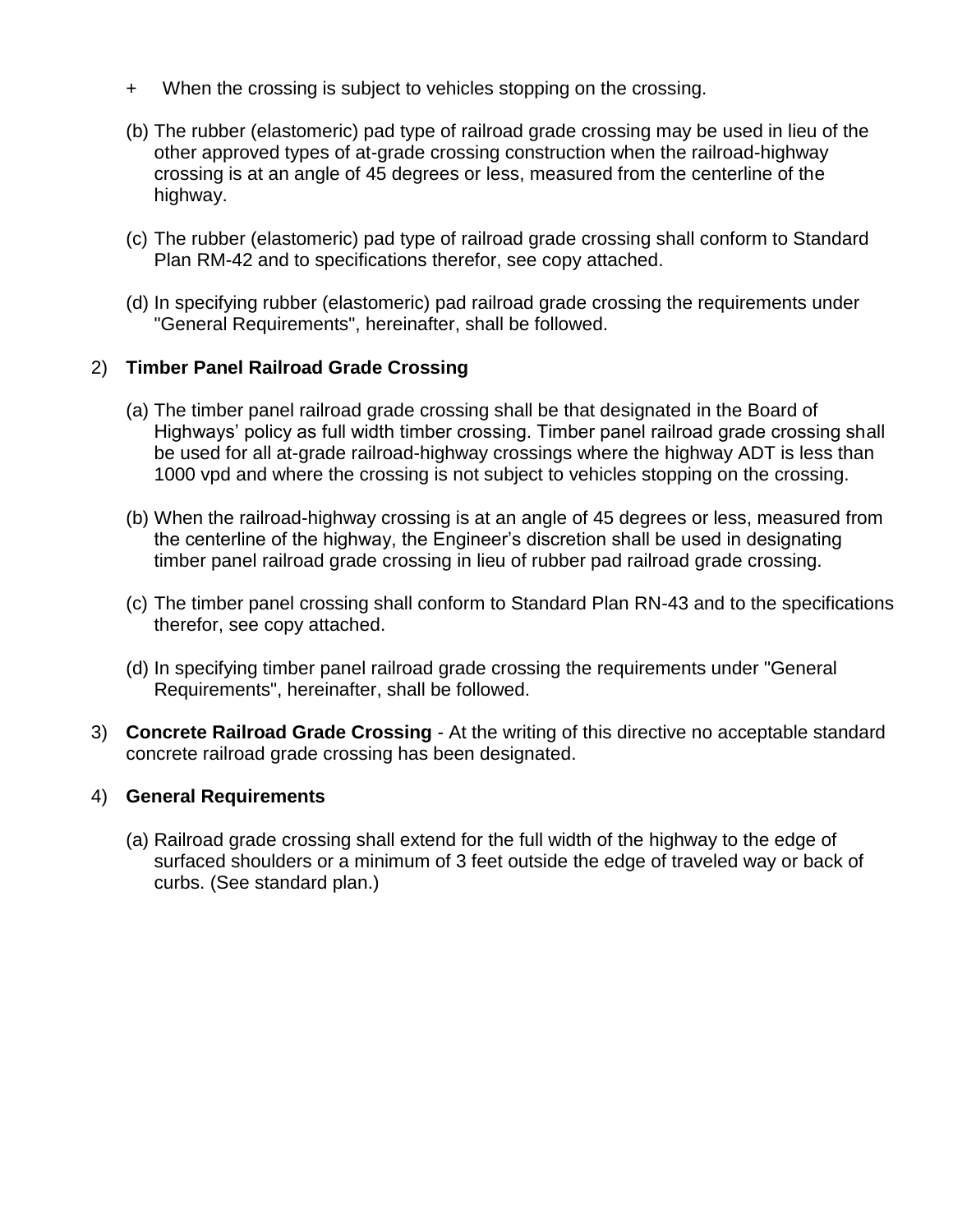- + When the crossing is subject to vehicles stopping on the crossing.

(b) The rubber (elastomeric) pad type of railroad grade crossing may be used in lieu of the other approved types of at-grade crossing construction when the railroad-highway crossing is at an angle of 45 degrees or less, measured from the centerline of the highway.

(c) The rubber (elastomeric) pad type of railroad grade crossing shall conform to Standard Plan RM-42 and to specifications therefor, see copy attached.

(d) In specifying rubber (elastomeric) pad railroad grade crossing the requirements under "General Requirements", hereinafter, shall be followed.

2) **Timber Panel Railroad Grade Crossing**

(a) The timber panel railroad grade crossing shall be that designated in the Board of Highways' policy as full width timber crossing. Timber panel railroad grade crossing shall be used for all at-grade railroad-highway crossings where the highway ADT is less than 1000 vpd and where the crossing is not subject to vehicles stopping on the crossing.

(b) When the railroad-highway crossing is at an angle of 45 degrees or less, measured from the centerline of the highway, the Engineer's discretion shall be used in designating timber panel railroad grade crossing in lieu of rubber pad railroad grade crossing.

(c) The timber panel crossing shall conform to Standard Plan RN-43 and to the specifications therefor, see copy attached.

(d) In specifying timber panel railroad grade crossing the requirements under "General Requirements", hereinafter, shall be followed.

3) **Concrete Railroad Grade Crossing** - At the writing of this directive no acceptable standard concrete railroad grade crossing has been designated.

4) **General Requirements**

(a) Railroad grade crossing shall extend for the full width of the highway to the edge of surfaced shoulders or a minimum of 3 feet outside the edge of traveled way or back of curbs. (See standard plan.)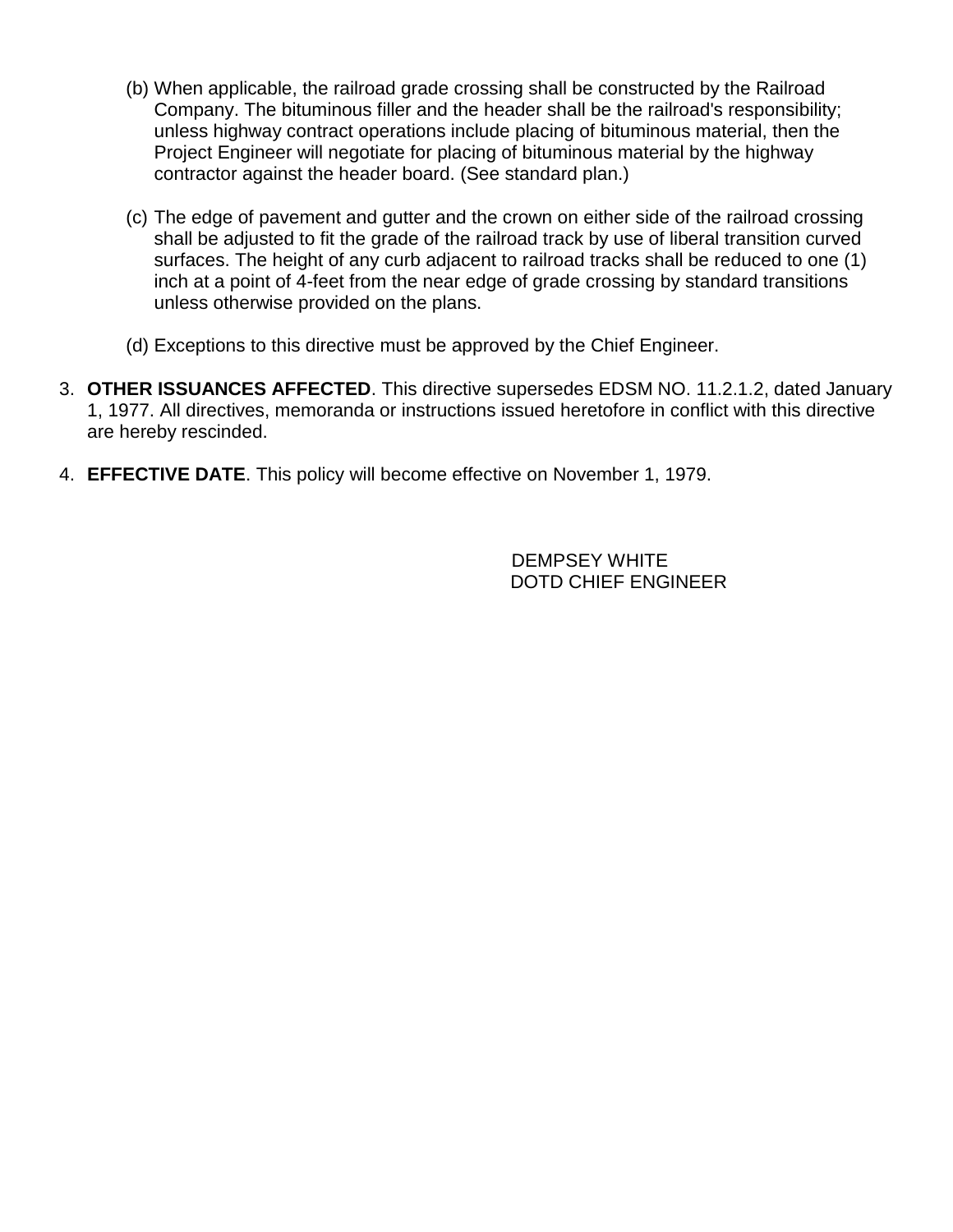(b) When applicable, the railroad grade crossing shall be constructed by the Railroad Company. The bituminous filler and the header shall be the railroad's responsibility; unless highway contract operations include placing of bituminous material, then the Project Engineer will negotiate for placing of bituminous material by the highway contractor against the header board. (See standard plan.)

(c) The edge of pavement and gutter and the crown on either side of the railroad crossing shall be adjusted to fit the grade of the railroad track by use of liberal transition curved surfaces. The height of any curb adjacent to railroad tracks shall be reduced to one (1) inch at a point of 4-feet from the near edge of grade crossing by standard transitions unless otherwise provided on the plans.

(d) Exceptions to this directive must be approved by the Chief Engineer.

3. **OTHER ISSUANCES AFFECTED**. This directive supersedes EDSM NO. 11.2.1.2, dated January 1, 1977. All directives, memoranda or instructions issued heretofore in conflict with this directive are hereby rescinded.

4. **EFFECTIVE DATE**. This policy will become effective on November 1, 1979.

DEMPSEY WHITE
DOTD CHIEF ENGINEER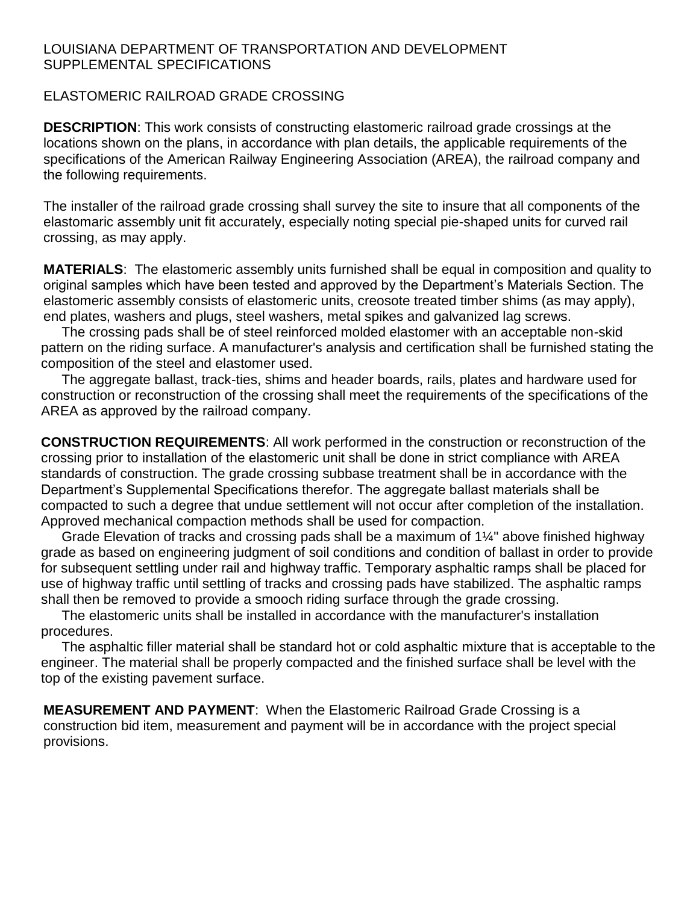LOUISIANA DEPARTMENT OF TRANSPORTATION AND DEVELOPMENT
SUPPLEMENTAL SPECIFICATIONS

ELASTOMERIC RAILROAD GRADE CROSSING

**DESCRIPTION**: This work consists of constructing elastomeric railroad grade crossings at the locations shown on the plans, in accordance with plan details, the applicable requirements of the specifications of the American Railway Engineering Association (AREA), the railroad company and the following requirements.

The installer of the railroad grade crossing shall survey the site to insure that all components of the elastomaric assembly unit fit accurately, especially noting special pie-shaped units for curved rail crossing, as may apply.

**MATERIALS**: The elastomeric assembly units furnished shall be equal in composition and quality to original samples which have been tested and approved by the Department's Materials Section. The elastomeric assembly consists of elastomeric units, creosote treated timber shims (as may apply), end plates, washers and plugs, steel washers, metal spikes and galvanized lag screws.

The crossing pads shall be of steel reinforced molded elastomer with an acceptable non-skid pattern on the riding surface. A manufacturer's analysis and certification shall be furnished stating the composition of the steel and elastomer used.

The aggregate ballast, track-ties, shims and header boards, rails, plates and hardware used for construction or reconstruction of the crossing shall meet the requirements of the specifications of the AREA as approved by the railroad company.

**CONSTRUCTION REQUIREMENTS**: All work performed in the construction or reconstruction of the crossing prior to installation of the elastomeric unit shall be done in strict compliance with AREA standards of construction. The grade crossing subbase treatment shall be in accordance with the Department's Supplemental Specifications therefor. The aggregate ballast materials shall be compacted to such a degree that undue settlement will not occur after completion of the installation. Approved mechanical compaction methods shall be used for compaction.

Grade Elevation of tracks and crossing pads shall be a maximum of 1¼" above finished highway grade as based on engineering judgment of soil conditions and condition of ballast in order to provide for subsequent settling under rail and highway traffic. Temporary asphaltic ramps shall be placed for use of highway traffic until settling of tracks and crossing pads have stabilized. The asphaltic ramps shall then be removed to provide a smooch riding surface through the grade crossing.

The elastomeric units shall be installed in accordance with the manufacturer's installation procedures.

The asphaltic filler material shall be standard hot or cold asphaltic mixture that is acceptable to the engineer. The material shall be properly compacted and the finished surface shall be level with the top of the existing pavement surface.

**MEASUREMENT AND PAYMENT**: When the Elastomeric Railroad Grade Crossing is a construction bid item, measurement and payment will be in accordance with the project special provisions.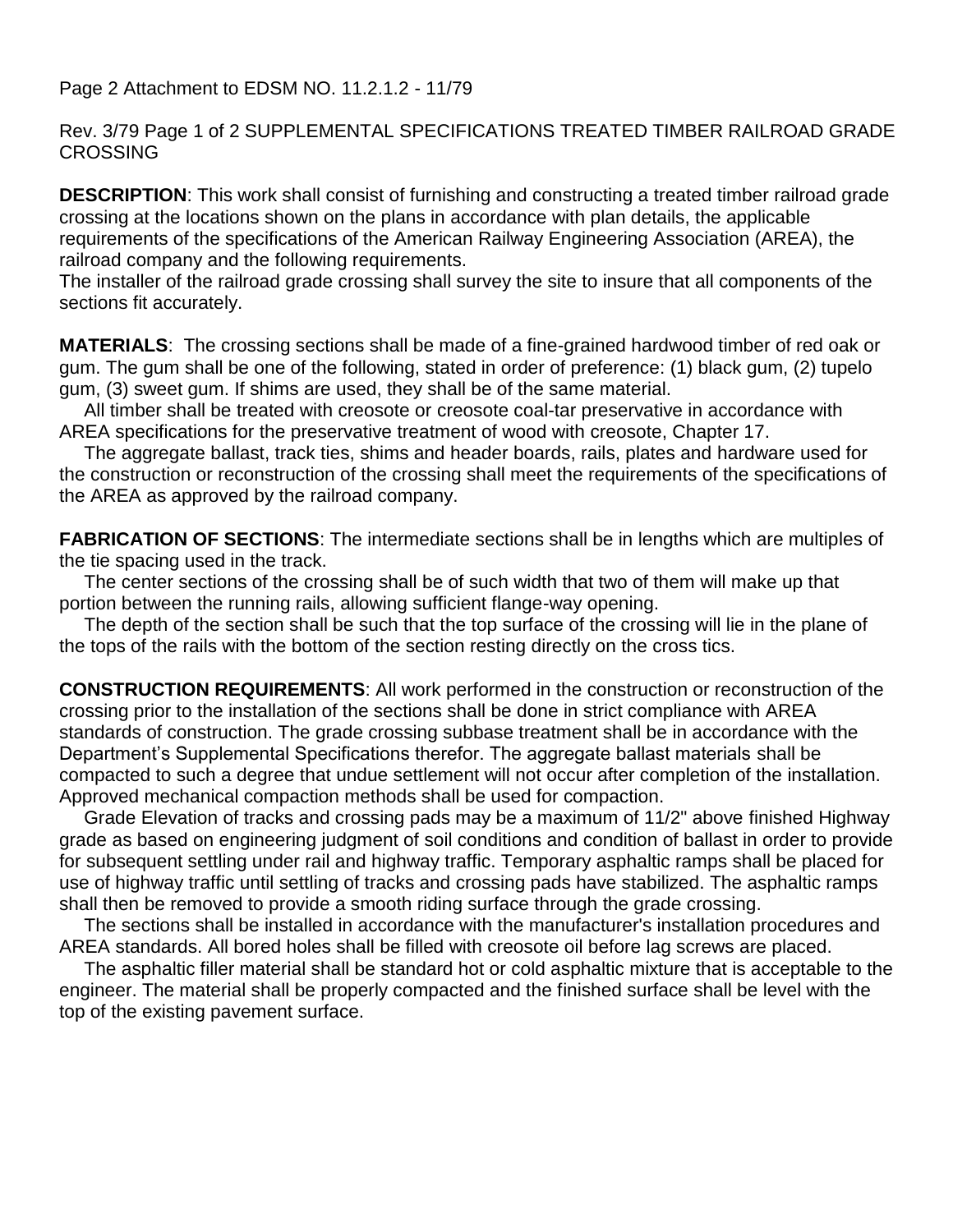Page 2 Attachment to EDSM NO. 11.2.1.2 - 11/79

Rev. 3/79 Page 1 of 2 SUPPLEMENTAL SPECIFICATIONS TREATED TIMBER RAILROAD GRADE CROSSING

**DESCRIPTION**: This work shall consist of furnishing and constructing a treated timber railroad grade crossing at the locations shown on the plans in accordance with plan details, the applicable requirements of the specifications of the American Railway Engineering Association (AREA), the railroad company and the following requirements.
The installer of the railroad grade crossing shall survey the site to insure that all components of the sections fit accurately.

**MATERIALS**: The crossing sections shall be made of a fine-grained hardwood timber of red oak or gum. The gum shall be one of the following, stated in order of preference: (1) black gum, (2) tupelo gum, (3) sweet gum. If shims are used, they shall be of the same material.

All timber shall be treated with creosote or creosote coal-tar preservative in accordance with AREA specifications for the preservative treatment of wood with creosote, Chapter 17.

The aggregate ballast, track ties, shims and header boards, rails, plates and hardware used for the construction or reconstruction of the crossing shall meet the requirements of the specifications of the AREA as approved by the railroad company.

**FABRICATION OF SECTIONS**: The intermediate sections shall be in lengths which are multiples of the tie spacing used in the track.

The center sections of the crossing shall be of such width that two of them will make up that portion between the running rails, allowing sufficient flange-way opening.

The depth of the section shall be such that the top surface of the crossing will lie in the plane of the tops of the rails with the bottom of the section resting directly on the cross tics.

**CONSTRUCTION REQUIREMENTS**: All work performed in the construction or reconstruction of the crossing prior to the installation of the sections shall be done in strict compliance with AREA standards of construction. The grade crossing subbase treatment shall be in accordance with the Department's Supplemental Specifications therefor. The aggregate ballast materials shall be compacted to such a degree that undue settlement will not occur after completion of the installation. Approved mechanical compaction methods shall be used for compaction.

Grade Elevation of tracks and crossing pads may be a maximum of 11/2" above finished Highway grade as based on engineering judgment of soil conditions and condition of ballast in order to provide for subsequent settling under rail and highway traffic. Temporary asphaltic ramps shall be placed for use of highway traffic until settling of tracks and crossing pads have stabilized. The asphaltic ramps shall then be removed to provide a smooth riding surface through the grade crossing.

The sections shall be installed in accordance with the manufacturer's installation procedures and AREA standards. All bored holes shall be filled with creosote oil before lag screws are placed.

The asphaltic filler material shall be standard hot or cold asphaltic mixture that is acceptable to the engineer. The material shall be properly compacted and the finished surface shall be level with the top of the existing pavement surface.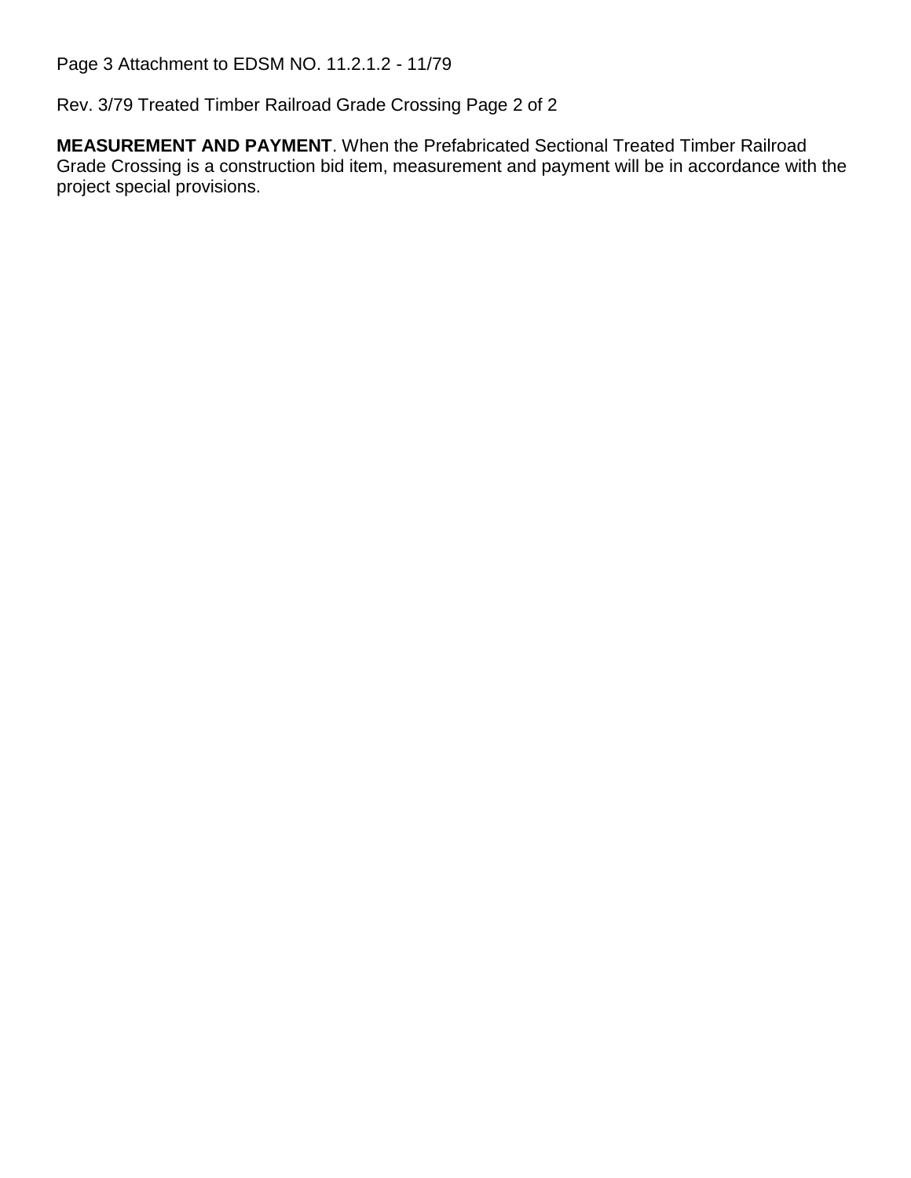**MEASUREMENT AND PAYMENT**. When the Prefabricated Sectional Treated Timber Railroad Grade Crossing is a construction bid item, measurement and payment will be in accordance with the project special provisions.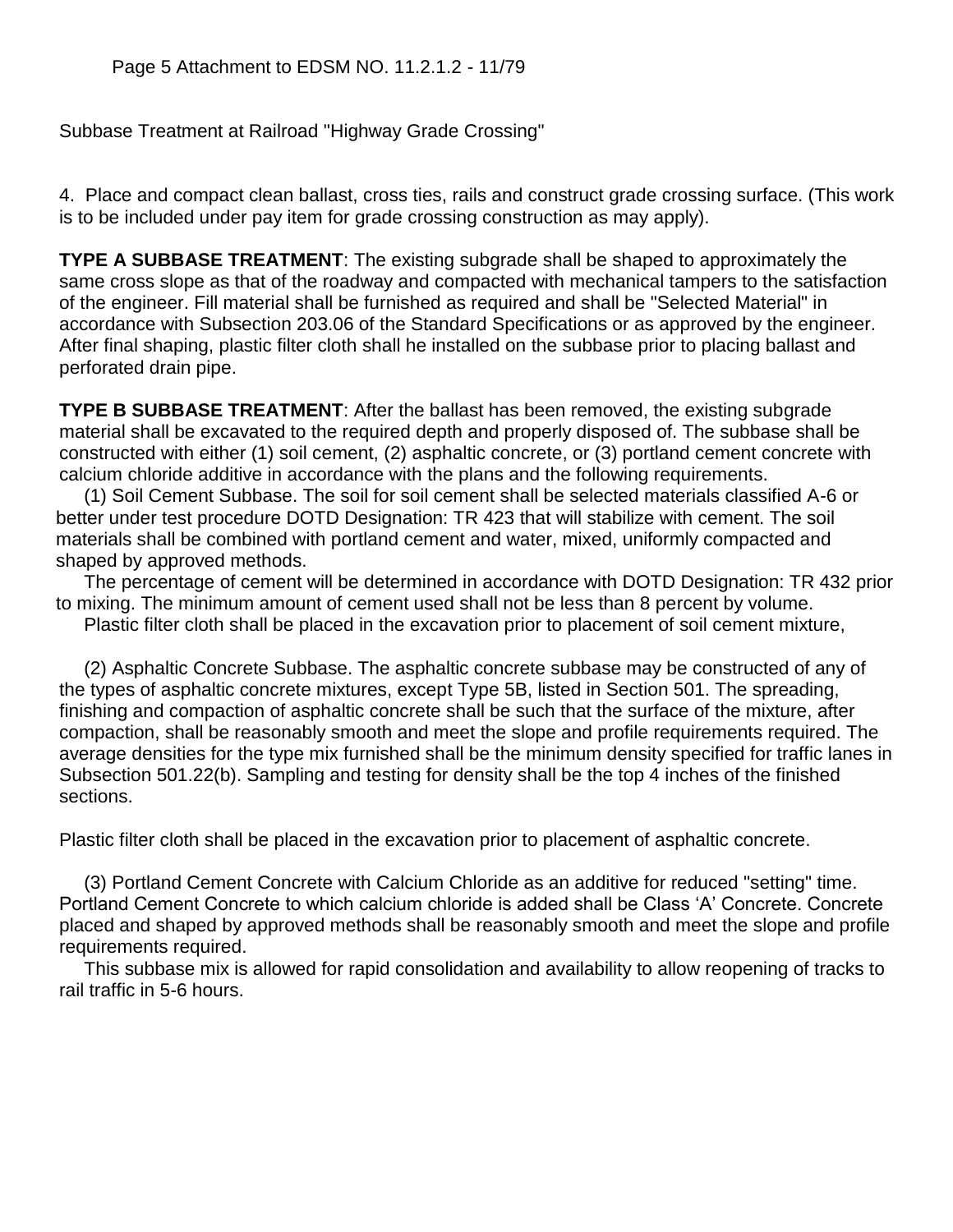Subbase Treatment at Railroad "Highway Grade Crossing"

4. Place and compact clean ballast, cross ties, rails and construct grade crossing surface. (This work is to be included under pay item for grade crossing construction as may apply).

**TYPE A SUBBASE TREATMENT**: The existing subgrade shall be shaped to approximately the same cross slope as that of the roadway and compacted with mechanical tampers to the satisfaction of the engineer. Fill material shall be furnished as required and shall be "Selected Material" in accordance with Subsection 203.06 of the Standard Specifications or as approved by the engineer. After final shaping, plastic filter cloth shall he installed on the subbase prior to placing ballast and perforated drain pipe.

**TYPE B SUBBASE TREATMENT**: After the ballast has been removed, the existing subgrade material shall be excavated to the required depth and properly disposed of. The subbase shall be constructed with either (1) soil cement, (2) asphaltic concrete, or (3) portland cement concrete with calcium chloride additive in accordance with the plans and the following requirements.

(1) Soil Cement Subbase. The soil for soil cement shall be selected materials classified A-6 or better under test procedure DOTD Designation: TR 423 that will stabilize with cement. The soil materials shall be combined with portland cement and water, mixed, uniformly compacted and shaped by approved methods.

The percentage of cement will be determined in accordance with DOTD Designation: TR 432 prior to mixing. The minimum amount of cement used shall not be less than 8 percent by volume.

Plastic filter cloth shall be placed in the excavation prior to placement of soil cement mixture,

(2) Asphaltic Concrete Subbase. The asphaltic concrete subbase may be constructed of any of the types of asphaltic concrete mixtures, except Type 5B, listed in Section 501. The spreading, finishing and compaction of asphaltic concrete shall be such that the surface of the mixture, after compaction, shall be reasonably smooth and meet the slope and profile requirements required. The average densities for the type mix furnished shall be the minimum density specified for traffic lanes in Subsection 501.22(b). Sampling and testing for density shall be the top 4 inches of the finished sections.

Plastic filter cloth shall be placed in the excavation prior to placement of asphaltic concrete.

(3) Portland Cement Concrete with Calcium Chloride as an additive for reduced "setting" time. Portland Cement Concrete to which calcium chloride is added shall be Class 'A' Concrete. Concrete placed and shaped by approved methods shall be reasonably smooth and meet the slope and profile requirements required.

This subbase mix is allowed for rapid consolidation and availability to allow reopening of tracks to rail traffic in 5-6 hours.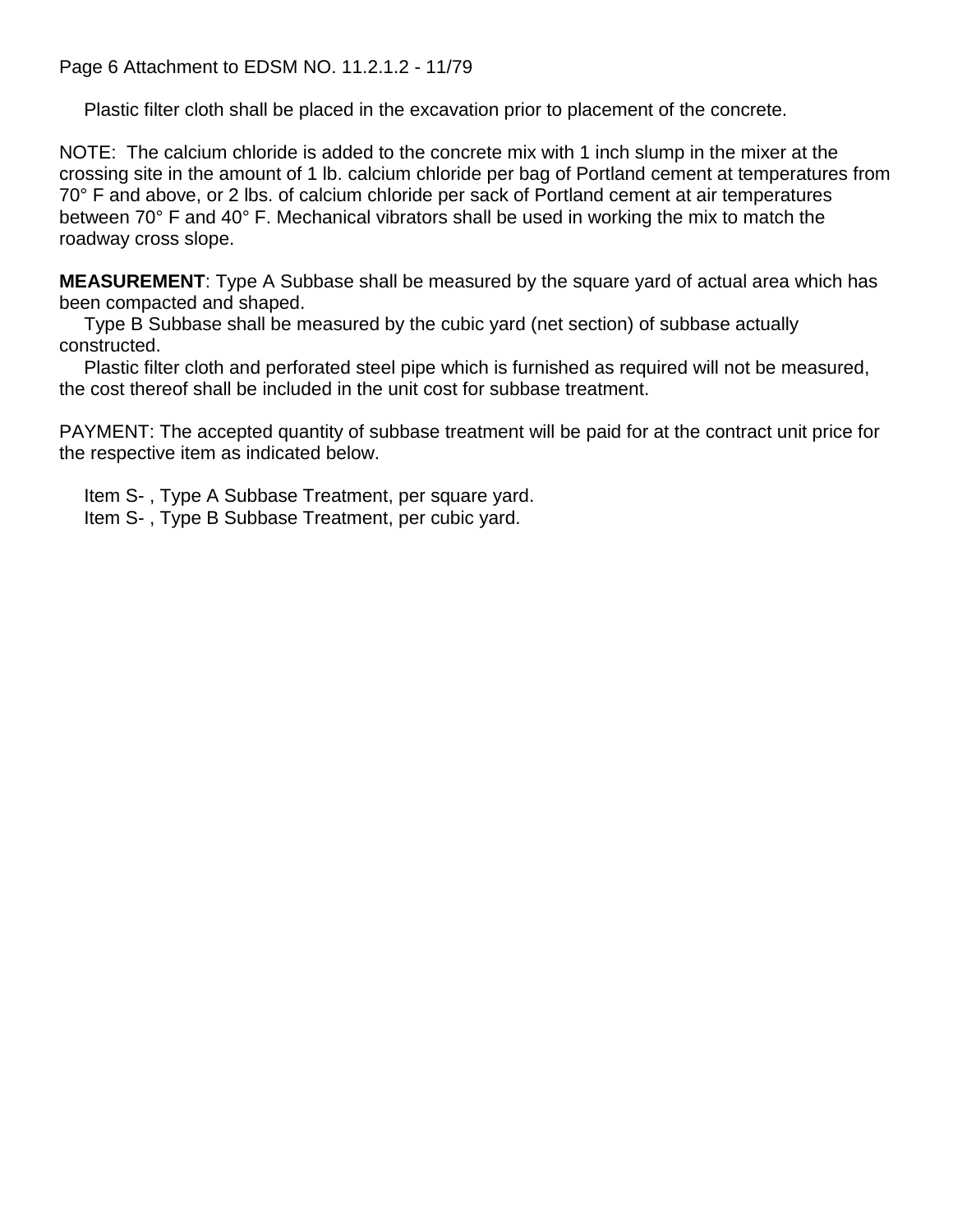Plastic filter cloth shall be placed in the excavation prior to placement of the concrete.

NOTE: The calcium chloride is added to the concrete mix with 1 inch slump in the mixer at the crossing site in the amount of 1 lb. calcium chloride per bag of Portland cement at temperatures from 70° F and above, or 2 lbs. of calcium chloride per sack of Portland cement at air temperatures between 70° F and 40° F. Mechanical vibrators shall be used in working the mix to match the roadway cross slope.

**MEASUREMENT**: Type A Subbase shall be measured by the square yard of actual area which has been compacted and shaped.

Type B Subbase shall be measured by the cubic yard (net section) of subbase actually constructed.

Plastic filter cloth and perforated steel pipe which is furnished as required will not be measured, the cost thereof shall be included in the unit cost for subbase treatment.

PAYMENT: The accepted quantity of subbase treatment will be paid for at the contract unit price for the respective item as indicated below.

Item S- , Type A Subbase Treatment, per square yard.
Item S- , Type B Subbase Treatment, per cubic yard.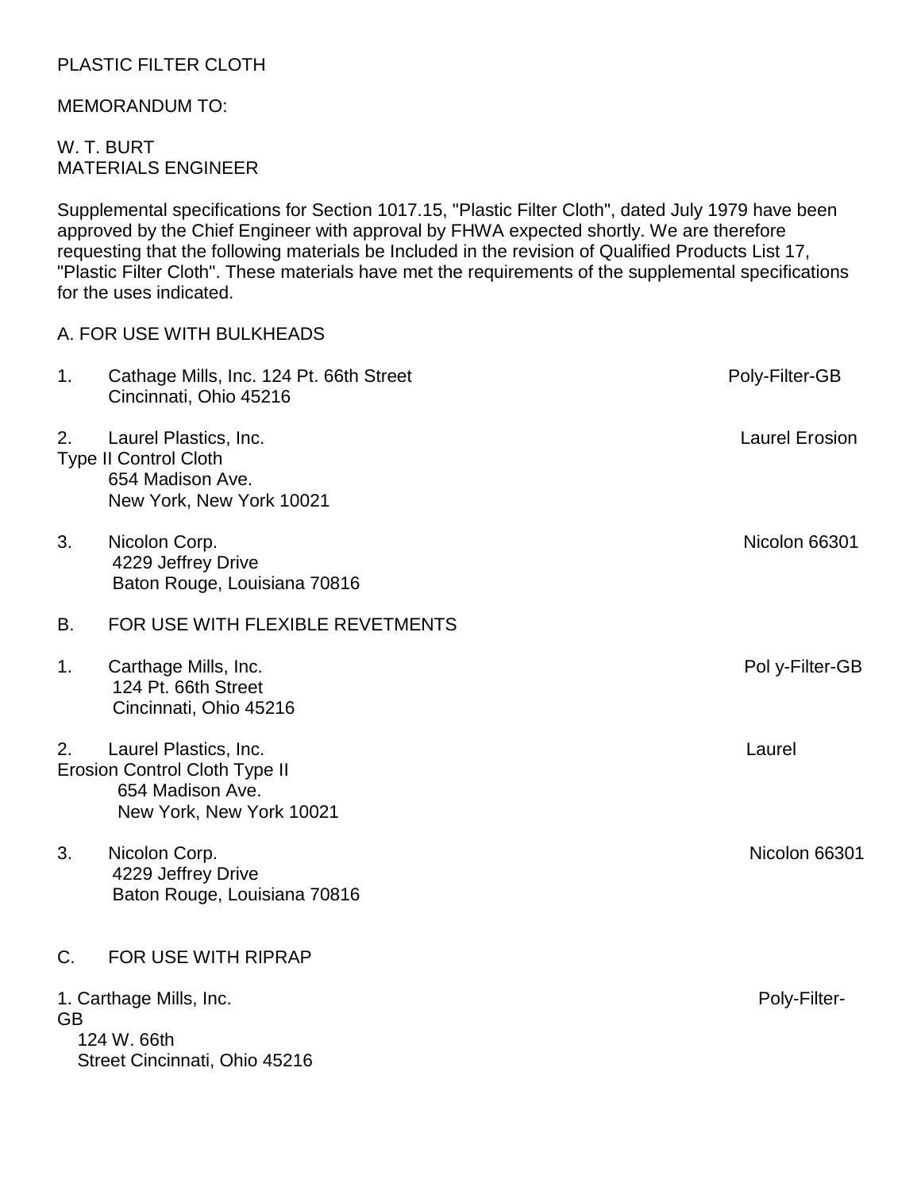PLASTIC FILTER CLOTH

MEMORANDUM TO:

W. T. BURT
MATERIALS ENGINEER

Supplemental specifications for Section 1017.15, "Plastic Filter Cloth", dated July 1979 have been approved by the Chief Engineer with approval by FHWA expected shortly. We are therefore requesting that the following materials be Included in the revision of Qualified Products List 17, "Plastic Filter Cloth". These materials have met the requirements of the supplemental specifications for the uses indicated.

A. FOR USE WITH BULKHEADS

1. Cathage Mills, Inc. 124 Pt. 66th Street
   Cincinnati, Ohio 45216 — Poly-Filter-GB

2. Laurel Plastics, Inc. — Laurel Erosion Type II Control Cloth
   654 Madison Ave.
   New York, New York 10021

3. Nicolon Corp. — Nicolon 66301
   4229 Jeffrey Drive
   Baton Rouge, Louisiana 70816

B. FOR USE WITH FLEXIBLE REVETMENTS

1. Carthage Mills, Inc. — Pol y-Filter-GB
   124 Pt. 66th Street
   Cincinnati, Ohio 45216

2. Laurel Plastics, Inc. — Laurel Erosion Control Cloth Type II
   654 Madison Ave.
   New York, New York 10021

3. Nicolon Corp. — Nicolon 66301
   4229 Jeffrey Drive
   Baton Rouge, Louisiana 70816

C. FOR USE WITH RIPRAP

1. Carthage Mills, Inc. — Poly-Filter-GB
   124 W. 66th
   Street Cincinnati, Ohio 45216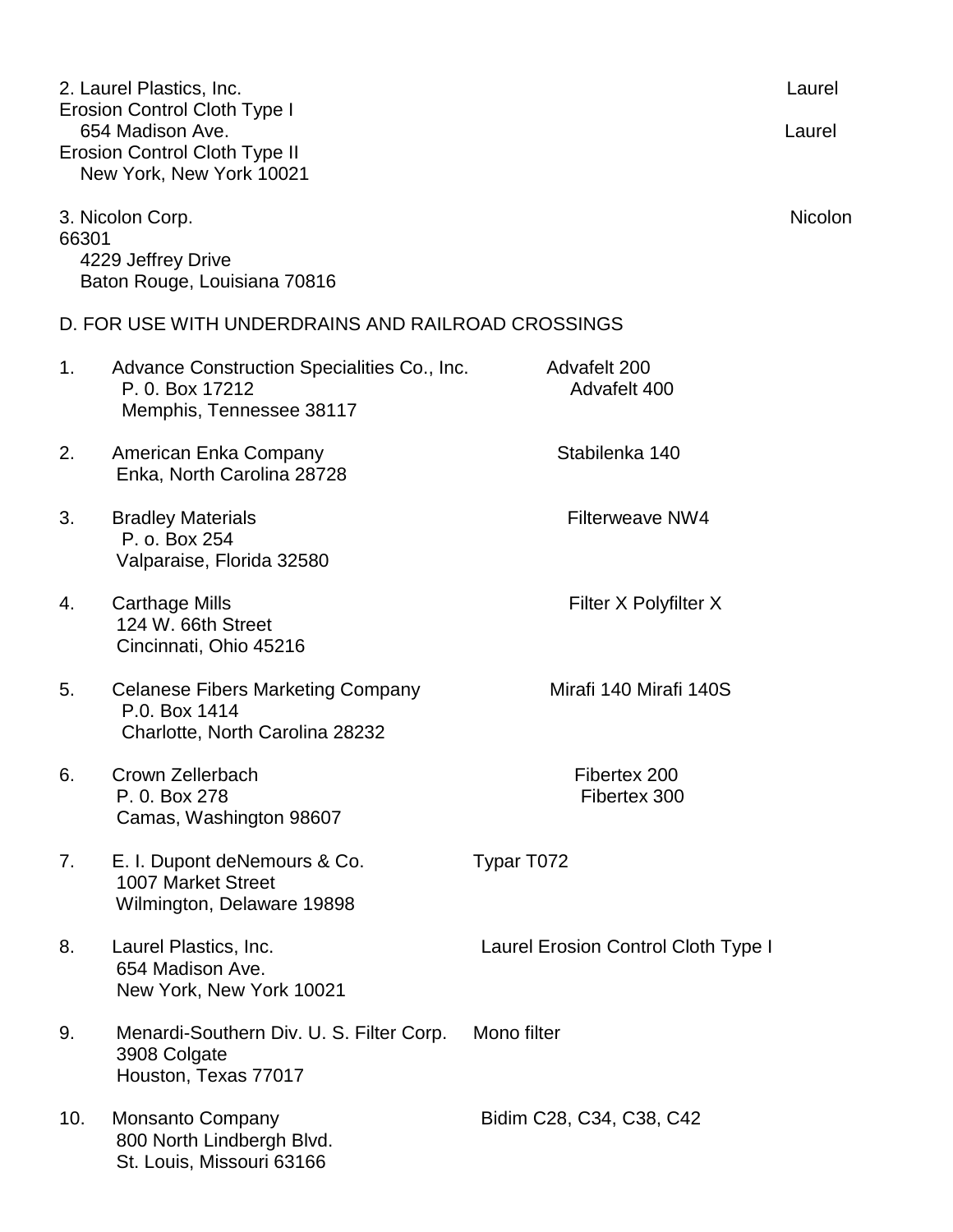2. Laurel Plastics, Inc. Laurel Erosion Control Cloth Type I
   654 Madison Ave. Laurel Erosion Control Cloth Type II
   New York, New York 10021

3. Nicolon Corp. Nicolon 66301
   4229 Jeffrey Drive
   Baton Rouge, Louisiana 70816

D. FOR USE WITH UNDERDRAINS AND RAILROAD CROSSINGS

| | Manufacturer | Product |
|---|---|---|
| 1. | Advance Construction Specialities Co., Inc.<br>P. 0. Box 17212<br>Memphis, Tennessee 38117 | Advafelt 200<br>Advafelt 400 |
| 2. | American Enka Company<br>Enka, North Carolina 28728 | Stabilenka 140 |
| 3. | Bradley Materials<br>P. o. Box 254<br>Valparaise, Florida 32580 | Filterweave NW4 |
| 4. | Carthage Mills<br>124 W. 66th Street<br>Cincinnati, Ohio 45216 | Filter X Polyfilter X |
| 5. | Celanese Fibers Marketing Company<br>P.0. Box 1414<br>Charlotte, North Carolina 28232 | Mirafi 140 Mirafi 140S |
| 6. | Crown Zellerbach<br>P. 0. Box 278<br>Camas, Washington 98607 | Fibertex 200<br>Fibertex 300 |
| 7. | E. I. Dupont deNemours & Co.<br>1007 Market Street<br>Wilmington, Delaware 19898 | Typar T072 |
| 8. | Laurel Plastics, Inc.<br>654 Madison Ave.<br>New York, New York 10021 | Laurel Erosion Control Cloth Type I |
| 9. | Menardi-Southern Div. U. S. Filter Corp.<br>3908 Colgate<br>Houston, Texas 77017 | Mono filter |
| 10. | Monsanto Company<br>800 North Lindbergh Blvd.<br>St. Louis, Missouri 63166 | Bidim C28, C34, C38, C42 |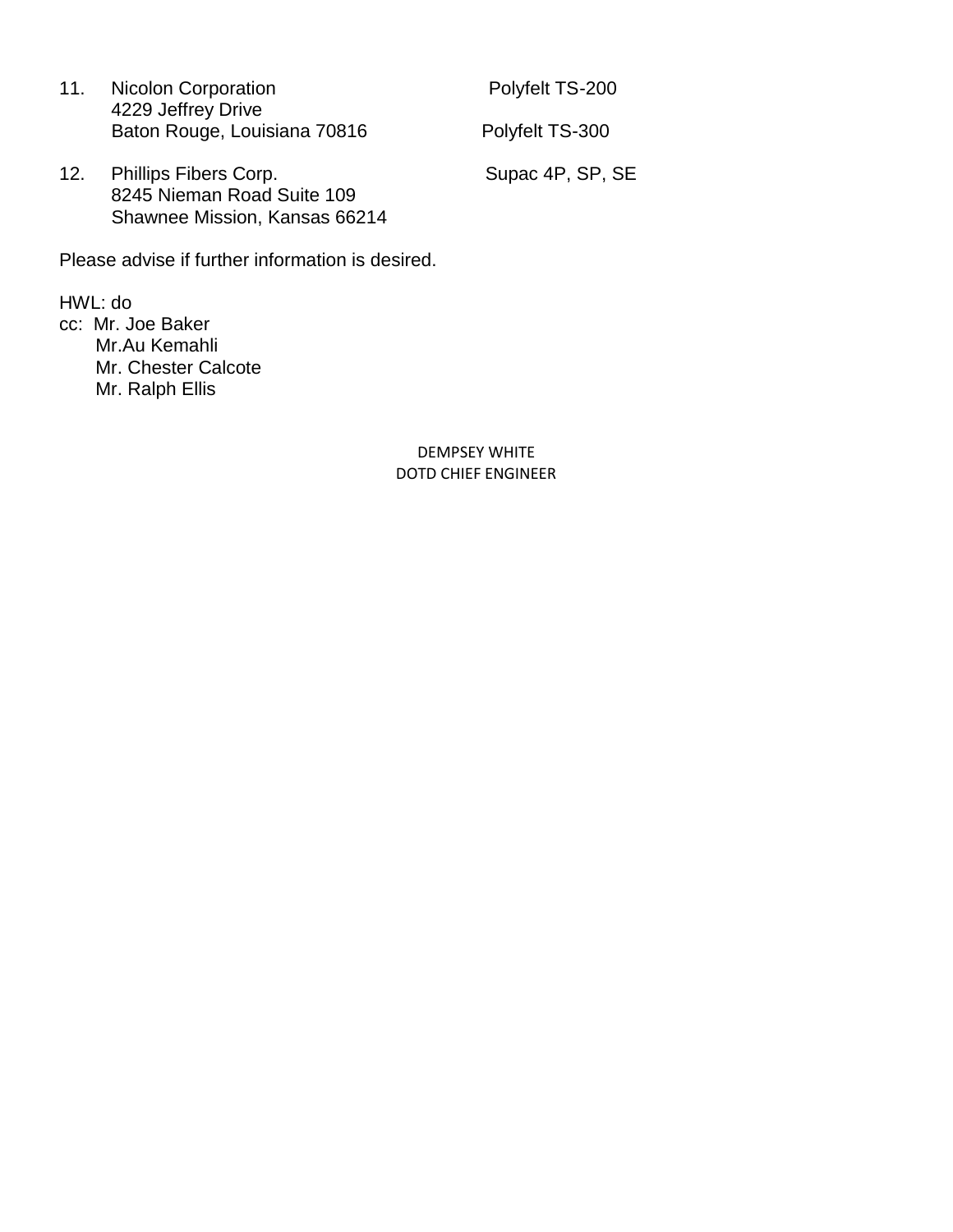11. Nicolon Corporation — Polyfelt TS-200
    4229 Jeffrey Drive
    Baton Rouge, Louisiana 70816 — Polyfelt TS-300

12. Phillips Fibers Corp. — Supac 4P, SP, SE
    8245 Nieman Road Suite 109
    Shawnee Mission, Kansas 66214

Please advise if further information is desired.

HWL: do
cc: Mr. Joe Baker
Mr.Au Kemahli
Mr. Chester Calcote
Mr. Ralph Ellis

DEMPSEY WHITE
DOTD CHIEF ENGINEER